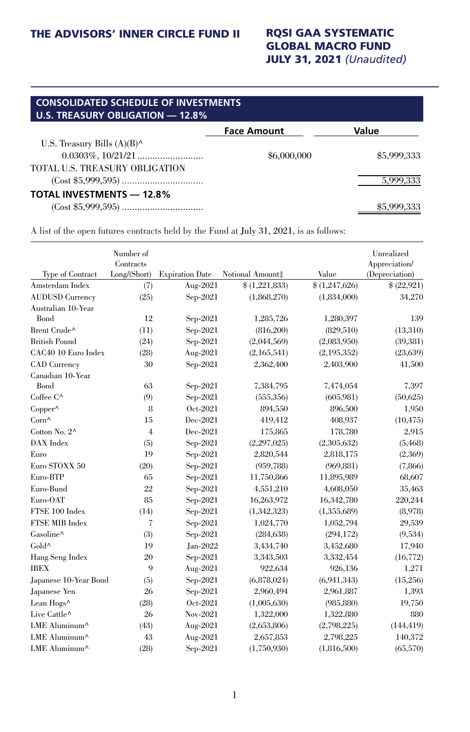## CONSOLIDATED SCHEDULE OF INVESTMENTS

### U.S. TREASURY OBLIGATION — 12.8%

| | Face Amount | Value |
|---|---|---|
| U.S. Treasury Bills (A)(B)^ | | |
| 0.0303%, 10/21/21 .......................... | $6,000,000 | $5,999,333 |
| TOTAL U.S. TREASURY OBLIGATION (Cost $5,999,595) ................................ | | 5,999,333 |
| **TOTAL INVESTMENTS — 12.8%** (Cost $5,999,595) ................................ | | $5,999,333 |

A list of the open futures contracts held by the Fund at July 31, 2021, is as follows:

| Type of Contract | Number of Contracts Long/(Short) | Expiration Date | Notional Amount‡ | Value | Unrealized Appreciation/ (Depreciation) |
|---|---|---|---|---|---|
| Amsterdam Index | (7) | Aug-2021 | $ (1,221,833) | $ (1,247,626) | $ (22,921) |
| AUDUSD Currency | (25) | Sep-2021 | (1,868,270) | (1,834,000) | 34,270 |
| Australian 10-Year Bond | 12 | Sep-2021 | 1,285,726 | 1,280,397 | 139 |
| Brent Crude^ | (11) | Sep-2021 | (816,200) | (829,510) | (13,310) |
| British Pound | (24) | Sep-2021 | (2,044,569) | (2,083,950) | (39,381) |
| CAC40 10 Euro Index | (28) | Aug-2021 | (2,165,541) | (2,195,352) | (23,639) |
| CAD Currency | 30 | Sep-2021 | 2,362,400 | 2,403,900 | 41,500 |
| Canadian 10-Year Bond | 63 | Sep-2021 | 7,384,795 | 7,474,054 | 7,397 |
| Coffee C^ | (9) | Sep-2021 | (555,356) | (605,981) | (50,625) |
| Copper^ | 8 | Oct-2021 | 894,550 | 896,500 | 1,950 |
| Corn^ | 15 | Dec-2021 | 419,412 | 408,937 | (10,475) |
| Cotton No. 2^ | 4 | Dec-2021 | 175,865 | 178,780 | 2,915 |
| DAX Index | (5) | Sep-2021 | (2,297,025) | (2,305,632) | (5,468) |
| Euro | 19 | Sep-2021 | 2,820,544 | 2,818,175 | (2,369) |
| Euro STOXX 50 | (20) | Sep-2021 | (959,788) | (969,881) | (7,866) |
| Euro-BTP | 65 | Sep-2021 | 11,750,866 | 11,895,989 | 68,607 |
| Euro-Bund | 22 | Sep-2021 | 4,551,210 | 4,608,050 | 35,463 |
| Euro-OAT | 85 | Sep-2021 | 16,263,972 | 16,342,780 | 220,244 |
| FTSE 100 Index | (14) | Sep-2021 | (1,342,323) | (1,355,689) | (8,978) |
| FTSE MIB Index | 7 | Sep-2021 | 1,024,770 | 1,052,794 | 29,539 |
| Gasoline^ | (3) | Sep-2021 | (284,638) | (294,172) | (9,534) |
| Gold^ | 19 | Jan-2022 | 3,434,740 | 3,452,680 | 17,940 |
| Hang Seng Index | 20 | Sep-2021 | 3,343,503 | 3,332,454 | (16,772) |
| IBEX | 9 | Aug-2021 | 922,634 | 926,136 | 1,271 |
| Japanese 10-Year Bond | (5) | Sep-2021 | (6,878,024) | (6,941,343) | (15,256) |
| Japanese Yen | 26 | Sep-2021 | 2,960,494 | 2,961,887 | 1,393 |
| Lean Hogs^ | (28) | Oct-2021 | (1,005,630) | (985,880) | 19,750 |
| Live Cattle^ | 26 | Nov-2021 | 1,322,000 | 1,322,880 | 880 |
| LME Aluminum^ | (43) | Aug-2021 | (2,653,806) | (2,798,225) | (144,419) |
| LME Aluminum^ | 43 | Aug-2021 | 2,657,853 | 2,798,225 | 140,372 |
| LME Aluminum^ | (28) | Sep-2021 | (1,750,930) | (1,816,500) | (65,570) |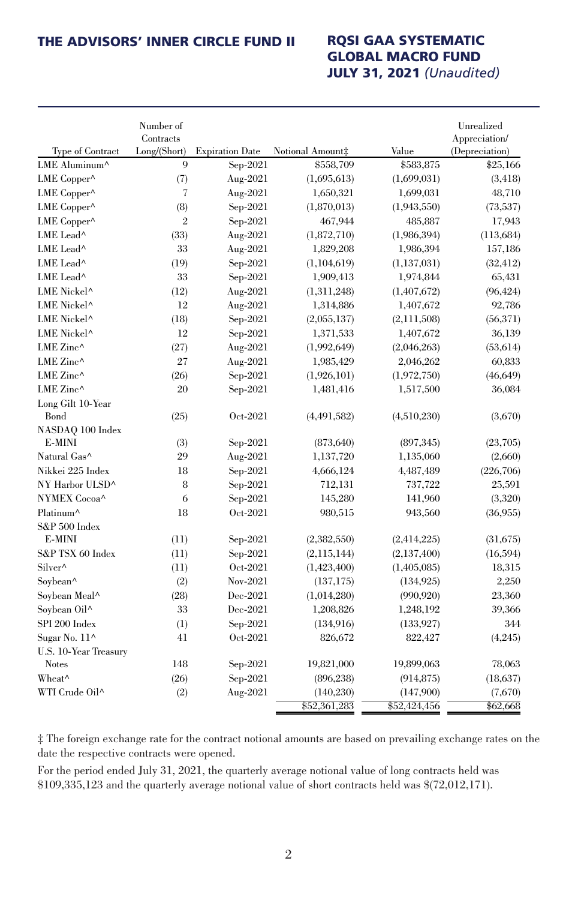| Type of Contract | Number of Contracts Long/(Short) | Expiration Date | Notional Amount‡ | Value | Unrealized Appreciation/ (Depreciation) |
|---|---|---|---|---|---|
| LME Aluminum^ | 9 | Sep-2021 | $558,709 | $583,875 | $25,166 |
| LME Copper^ | (7) | Aug-2021 | (1,695,613) | (1,699,031) | (3,418) |
| LME Copper^ | 7 | Aug-2021 | 1,650,321 | 1,699,031 | 48,710 |
| LME Copper^ | (8) | Sep-2021 | (1,870,013) | (1,943,550) | (73,537) |
| LME Copper^ | 2 | Sep-2021 | 467,944 | 485,887 | 17,943 |
| LME Lead^ | (33) | Aug-2021 | (1,872,710) | (1,986,394) | (113,684) |
| LME Lead^ | 33 | Aug-2021 | 1,829,208 | 1,986,394 | 157,186 |
| LME Lead^ | (19) | Sep-2021 | (1,104,619) | (1,137,031) | (32,412) |
| LME Lead^ | 33 | Sep-2021 | 1,909,413 | 1,974,844 | 65,431 |
| LME Nickel^ | (12) | Aug-2021 | (1,311,248) | (1,407,672) | (96,424) |
| LME Nickel^ | 12 | Aug-2021 | 1,314,886 | 1,407,672 | 92,786 |
| LME Nickel^ | (18) | Sep-2021 | (2,055,137) | (2,111,508) | (56,371) |
| LME Nickel^ | 12 | Sep-2021 | 1,371,533 | 1,407,672 | 36,139 |
| LME Zinc^ | (27) | Aug-2021 | (1,992,649) | (2,046,263) | (53,614) |
| LME Zinc^ | 27 | Aug-2021 | 1,985,429 | 2,046,262 | 60,833 |
| LME Zinc^ | (26) | Sep-2021 | (1,926,101) | (1,972,750) | (46,649) |
| LME Zinc^ | 20 | Sep-2021 | 1,481,416 | 1,517,500 | 36,084 |
| Long Gilt 10-Year Bond | (25) | Oct-2021 | (4,491,582) | (4,510,230) | (3,670) |
| NASDAQ 100 Index E-MINI | (3) | Sep-2021 | (873,640) | (897,345) | (23,705) |
| Natural Gas^ | 29 | Aug-2021 | 1,137,720 | 1,135,060 | (2,660) |
| Nikkei 225 Index | 18 | Sep-2021 | 4,666,124 | 4,487,489 | (226,706) |
| NY Harbor ULSD^ | 8 | Sep-2021 | 712,131 | 737,722 | 25,591 |
| NYMEX Cocoa^ | 6 | Sep-2021 | 145,280 | 141,960 | (3,320) |
| Platinum^ | 18 | Oct-2021 | 980,515 | 943,560 | (36,955) |
| S&P 500 Index E-MINI | (11) | Sep-2021 | (2,382,550) | (2,414,225) | (31,675) |
| S&P TSX 60 Index | (11) | Sep-2021 | (2,115,144) | (2,137,400) | (16,594) |
| Silver^ | (11) | Oct-2021 | (1,423,400) | (1,405,085) | 18,315 |
| Soybean^ | (2) | Nov-2021 | (137,175) | (134,925) | 2,250 |
| Soybean Meal^ | (28) | Dec-2021 | (1,014,280) | (990,920) | 23,360 |
| Soybean Oil^ | 33 | Dec-2021 | 1,208,826 | 1,248,192 | 39,366 |
| SPI 200 Index | (1) | Sep-2021 | (134,916) | (133,927) | 344 |
| Sugar No. 11^ | 41 | Oct-2021 | 826,672 | 822,427 | (4,245) |
| U.S. 10-Year Treasury Notes | 148 | Sep-2021 | 19,821,000 | 19,899,063 | 78,063 |
| Wheat^ | (26) | Sep-2021 | (896,238) | (914,875) | (18,637) |
| WTI Crude Oil^ | (2) | Aug-2021 | (140,230) | (147,900) | (7,670) |
| | | | $52,361,283 | $52,424,456 | $62,668 |

‡ The foreign exchange rate for the contract notional amounts are based on prevailing exchange rates on the date the respective contracts were opened.

For the period ended July 31, 2021, the quarterly average notional value of long contracts held was $109,335,123 and the quarterly average notional value of short contracts held was $(72,012,171).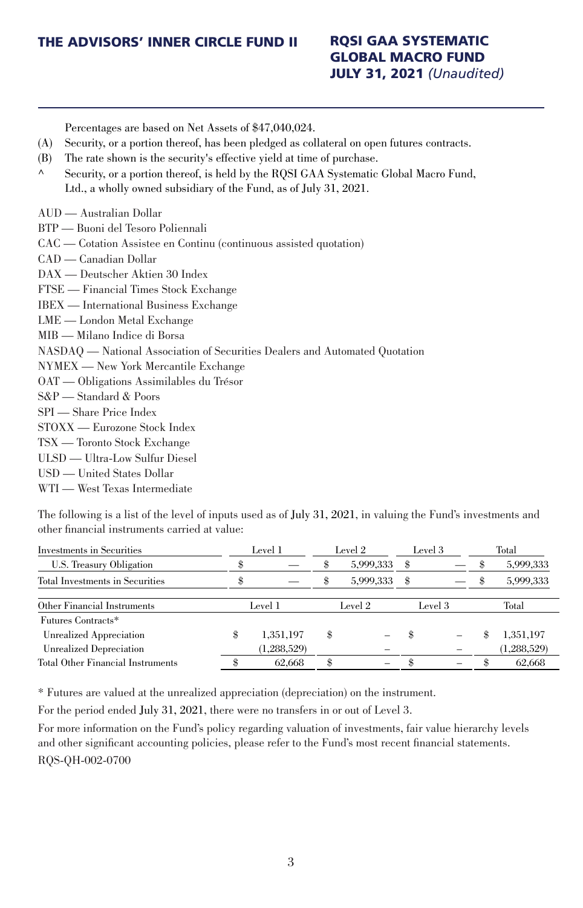Percentages are based on Net Assets of $47,040,024.

(A) Security, or a portion thereof, has been pledged as collateral on open futures contracts.

(B) The rate shown is the security's effective yield at time of purchase.

^ Security, or a portion thereof, is held by the RQSI GAA Systematic Global Macro Fund, Ltd., a wholly owned subsidiary of the Fund, as of July 31, 2021.

AUD — Australian Dollar
BTP — Buoni del Tesoro Poliennali
CAC — Cotation Assistee en Continu (continuous assisted quotation)
CAD — Canadian Dollar
DAX — Deutscher Aktien 30 Index
FTSE — Financial Times Stock Exchange
IBEX — International Business Exchange
LME — London Metal Exchange
MIB — Milano Indice di Borsa
NASDAQ — National Association of Securities Dealers and Automated Quotation
NYMEX — New York Mercantile Exchange
OAT — Obligations Assimilables du Trésor
S&P — Standard & Poors
SPI — Share Price Index
STOXX — Eurozone Stock Index
TSX — Toronto Stock Exchange
ULSD — Ultra-Low Sulfur Diesel
USD — United States Dollar
WTI — West Texas Intermediate

The following is a list of the level of inputs used as of July 31, 2021, in valuing the Fund's investments and other financial instruments carried at value:

| Investments in Securities | Level 1 | Level 2 | Level 3 | Total |
|---|---|---|---|---|
| U.S. Treasury Obligation | $ — | $ 5,999,333 | $ — | $ 5,999,333 |
| Total Investments in Securities | $ — | $ 5,999,333 | $ — | $ 5,999,333 |

| Other Financial Instruments | Level 1 | Level 2 | Level 3 | Total |
|---|---|---|---|---|
| Futures Contracts* | | | | |
| Unrealized Appreciation | $ 1,351,197 | $ – | $ – | $ 1,351,197 |
| Unrealized Depreciation | (1,288,529) | – | – | (1,288,529) |
| Total Other Financial Instruments | $ 62,668 | $ – | $ – | $ 62,668 |

\* Futures are valued at the unrealized appreciation (depreciation) on the instrument.

For the period ended July 31, 2021, there were no transfers in or out of Level 3.

For more information on the Fund's policy regarding valuation of investments, fair value hierarchy levels and other significant accounting policies, please refer to the Fund's most recent financial statements.

RQS-QH-002-0700